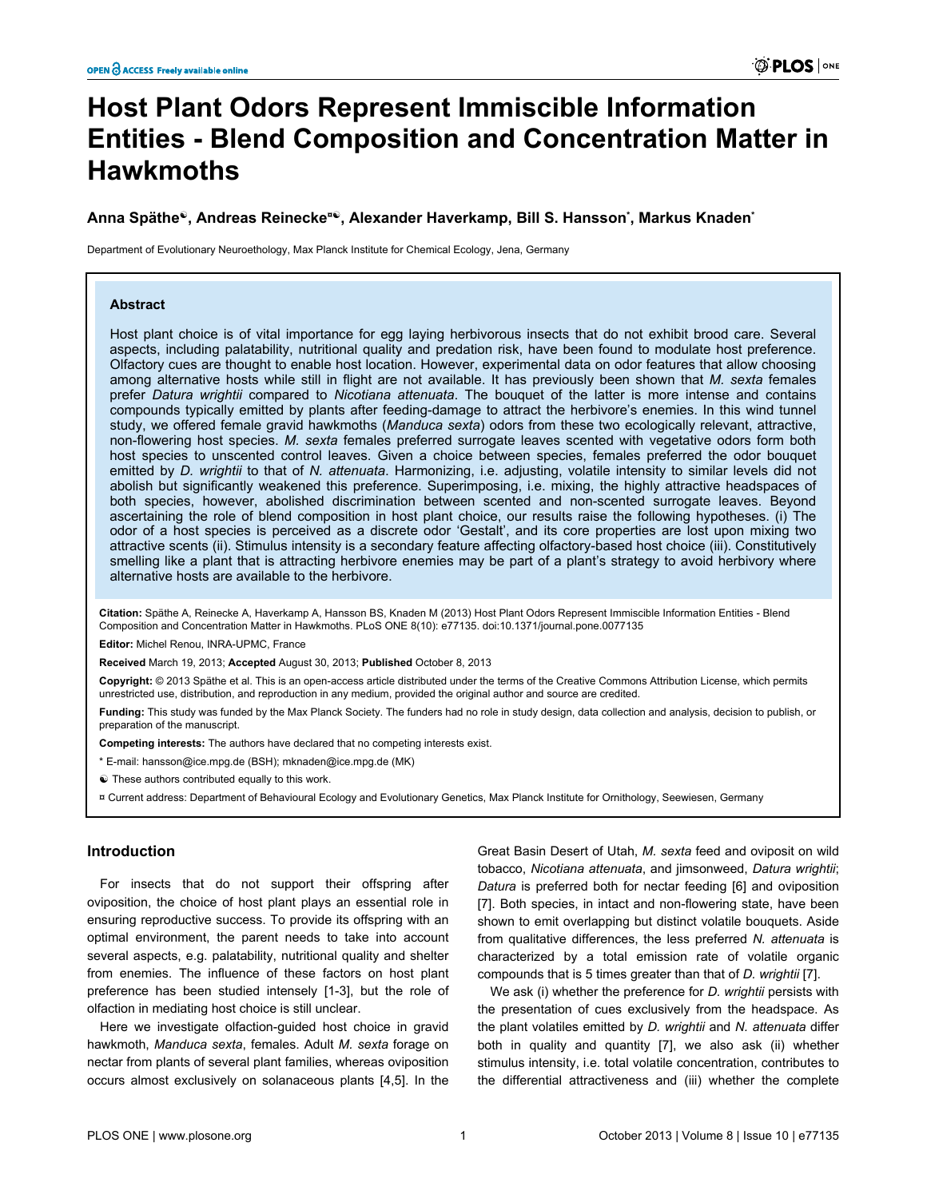# Host Plant Odors Represent Immiscible Information Entities - Blend Composition and Concentration Matter in Hawkmoths

**Anna Späthe**☯**, Andreas Reinecke**¤☯**, Alexander Haverkamp, Bill S. Hansson**\***, Markus Knaden**\*

Department of Evolutionary Neuroethology, Max Planck Institute for Chemical Ecology, Jena, Germany

## Abstract

Host plant choice is of vital importance for egg laying herbivorous insects that do not exhibit brood care. Several aspects, including palatability, nutritional quality and predation risk, have been found to modulate host preference. Olfactory cues are thought to enable host location. However, experimental data on odor features that allow choosing among alternative hosts while still in flight are not available. It has previously been shown that *M. sexta* females prefer *Datura wrightii* compared to *Nicotiana attenuata*. The bouquet of the latter is more intense and contains compounds typically emitted by plants after feeding-damage to attract the herbivore's enemies. In this wind tunnel study, we offered female gravid hawkmoths (*Manduca sexta*) odors from these two ecologically relevant, attractive, non-flowering host species. *M. sexta* females preferred surrogate leaves scented with vegetative odors form both host species to unscented control leaves. Given a choice between species, females preferred the odor bouquet emitted by *D. wrightii* to that of *N. attenuata*. Harmonizing, i.e. adjusting, volatile intensity to similar levels did not abolish but significantly weakened this preference. Superimposing, i.e. mixing, the highly attractive headspaces of both species, however, abolished discrimination between scented and non-scented surrogate leaves. Beyond ascertaining the role of blend composition in host plant choice, our results raise the following hypotheses. (i) The odor of a host species is perceived as a discrete odor 'Gestalt', and its core properties are lost upon mixing two attractive scents (ii). Stimulus intensity is a secondary feature affecting olfactory-based host choice (iii). Constitutively smelling like a plant that is attracting herbivore enemies may be part of a plant's strategy to avoid herbivory where alternative hosts are available to the herbivore.

**Citation:** Späthe A, Reinecke A, Haverkamp A, Hansson BS, Knaden M (2013) Host Plant Odors Represent Immiscible Information Entities - Blend Composition and Concentration Matter in Hawkmoths. PLoS ONE 8(10): e77135. doi:10.1371/journal.pone.0077135

**Editor:** Michel Renou, INRA-UPMC, France

**Received** March 19, 2013; **Accepted** August 30, 2013; **Published** October 8, 2013

**Copyright:** © 2013 Späthe et al. This is an open-access article distributed under the terms of the Creative Commons Attribution License, which permits unrestricted use, distribution, and reproduction in any medium, provided the original author and source are credited.

**Funding:** This study was funded by the Max Planck Society. The funders had no role in study design, data collection and analysis, decision to publish, or preparation of the manuscript.

**Competing interests:** The authors have declared that no competing interests exist.

\* E-mail: hansson@ice.mpg.de (BSH); mknaden@ice.mpg.de (MK)

☯ These authors contributed equally to this work.

¤ Current address: Department of Behavioural Ecology and Evolutionary Genetics, Max Planck Institute for Ornithology, Seewiesen, Germany

## Introduction

For insects that do not support their offspring after oviposition, the choice of host plant plays an essential role in ensuring reproductive success. To provide its offspring with an optimal environment, the parent needs to take into account several aspects, e.g. palatability, nutritional quality and shelter from enemies. The influence of these factors on host plant preference has been studied intensely [1-3], but the role of olfaction in mediating host choice is still unclear.

Here we investigate olfaction-guided host choice in gravid hawkmoth, *Manduca sexta*, females. Adult *M. sexta* forage on nectar from plants of several plant families, whereas oviposition occurs almost exclusively on solanaceous plants [4,5]. In the Great Basin Desert of Utah, *M. sexta* feed and oviposit on wild tobacco, *Nicotiana attenuata*, and jimsonweed, *Datura wrightii*; *Datura* is preferred both for nectar feeding [6] and oviposition [7]. Both species, in intact and non-flowering state, have been shown to emit overlapping but distinct volatile bouquets. Aside from qualitative differences, the less preferred *N. attenuata* is characterized by a total emission rate of volatile organic compounds that is 5 times greater than that of *D. wrightii* [7].

We ask (i) whether the preference for *D. wrightii* persists with the presentation of cues exclusively from the headspace. As the plant volatiles emitted by *D. wrightii* and *N. attenuata* differ both in quality and quantity [7], we also ask (ii) whether stimulus intensity, i.e. total volatile concentration, contributes to the differential attractiveness and (iii) whether the complete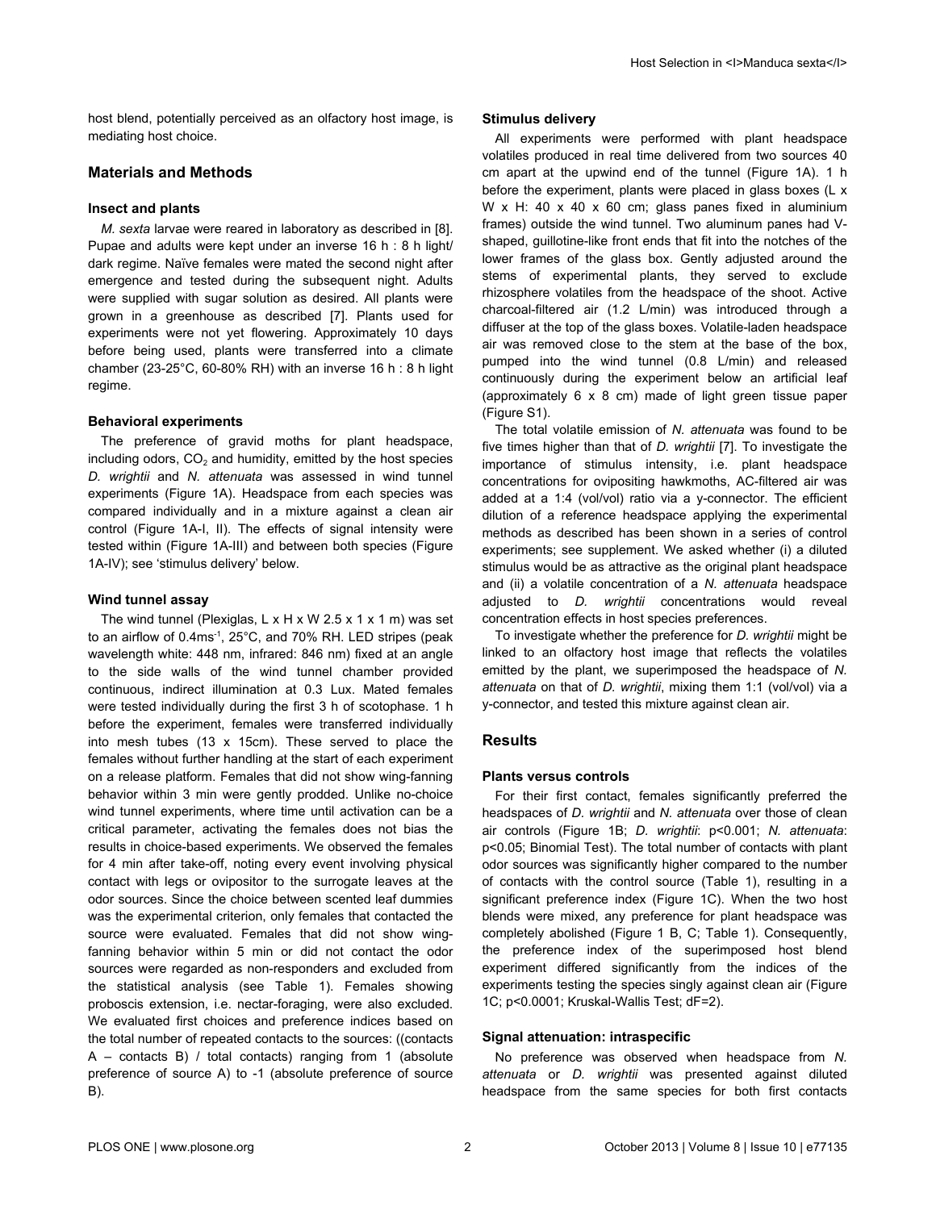host blend, potentially perceived as an olfactory host image, is mediating host choice.

## Materials and Methods

### Insect and plants

*M. sexta* larvae were reared in laboratory as described in [8]. Pupae and adults were kept under an inverse 16 h : 8 h light/ dark regime. Naïve females were mated the second night after emergence and tested during the subsequent night. Adults were supplied with sugar solution as desired. All plants were grown in a greenhouse as described [7]. Plants used for experiments were not yet flowering. Approximately 10 days before being used, plants were transferred into a climate chamber (23-25°C, 60-80% RH) with an inverse 16 h : 8 h light regime.

### Behavioral experiments

The preference of gravid moths for plant headspace, including odors, $CO_2$ and humidity, emitted by the host species *D. wrightii* and *N. attenuata* was assessed in wind tunnel experiments (Figure 1A). Headspace from each species was compared individually and in a mixture against a clean air control (Figure 1A-I, II). The effects of signal intensity were tested within (Figure 1A-III) and between both species (Figure 1A-IV); see 'stimulus delivery' below.

### Wind tunnel assay

The wind tunnel (Plexiglas, L x H x W 2.5 x 1 x 1 m) was set to an airflow of 0.4ms$^{-1}$, 25°C, and 70% RH. LED stripes (peak wavelength white: 448 nm, infrared: 846 nm) fixed at an angle to the side walls of the wind tunnel chamber provided continuous, indirect illumination at 0.3 Lux. Mated females were tested individually during the first 3 h of scotophase. 1 h before the experiment, females were transferred individually into mesh tubes (13 x 15cm). These served to place the females without further handling at the start of each experiment on a release platform. Females that did not show wing-fanning behavior within 3 min were gently prodded. Unlike no-choice wind tunnel experiments, where time until activation can be a critical parameter, activating the females does not bias the results in choice-based experiments. We observed the females for 4 min after take-off, noting every event involving physical contact with legs or ovipositor to the surrogate leaves at the odor sources. Since the choice between scented leaf dummies was the experimental criterion, only females that contacted the source were evaluated. Females that did not show wing-fanning behavior within 5 min or did not contact the odor sources were regarded as non-responders and excluded from the statistical analysis (see Table 1). Females showing proboscis extension, i.e. nectar-foraging, were also excluded. We evaluated first choices and preference indices based on the total number of repeated contacts to the sources: ((contacts A – contacts B) / total contacts) ranging from 1 (absolute preference of source A) to -1 (absolute preference of source B).

### Stimulus delivery

All experiments were performed with plant headspace volatiles produced in real time delivered from two sources 40 cm apart at the upwind end of the tunnel (Figure 1A). 1 h before the experiment, plants were placed in glass boxes (L x W x H: 40 x 40 x 60 cm; glass panes fixed in aluminium frames) outside the wind tunnel. Two aluminum panes had V-shaped, guillotine-like front ends that fit into the notches of the lower frames of the glass box. Gently adjusted around the stems of experimental plants, they served to exclude rhizosphere volatiles from the headspace of the shoot. Active charcoal-filtered air (1.2 L/min) was introduced through a diffuser at the top of the glass boxes. Volatile-laden headspace air was removed close to the stem at the base of the box, pumped into the wind tunnel (0.8 L/min) and released continuously during the experiment below an artificial leaf (approximately 6 x 8 cm) made of light green tissue paper (Figure S1).

The total volatile emission of *N. attenuata* was found to be five times higher than that of *D. wrightii* [7]. To investigate the importance of stimulus intensity, i.e. plant headspace concentrations for ovipositing hawkmoths, AC-filtered air was added at a 1:4 (vol/vol) ratio via a y-connector. The efficient dilution of a reference headspace applying the experimental methods as described has been shown in a series of control experiments; see supplement. We asked whether (i) a diluted stimulus would be as attractive as the original plant headspace and (ii) a volatile concentration of a *N. attenuata* headspace adjusted to *D. wrightii* concentrations would reveal concentration effects in host species preferences.

To investigate whether the preference for *D. wrightii* might be linked to an olfactory host image that reflects the volatiles emitted by the plant, we superimposed the headspace of *N. attenuata* on that of *D. wrightii*, mixing them 1:1 (vol/vol) via a y-connector, and tested this mixture against clean air.

## Results

### Plants versus controls

For their first contact, females significantly preferred the headspaces of *D. wrightii* and *N. attenuata* over those of clean air controls (Figure 1B; *D. wrightii*: $p<0.001$; *N. attenuata*: $p<0.05$; Binomial Test). The total number of contacts with plant odor sources was significantly higher compared to the number of contacts with the control source (Table 1), resulting in a significant preference index (Figure 1C). When the two host blends were mixed, any preference for plant headspace was completely abolished (Figure 1 B, C; Table 1). Consequently, the preference index of the superimposed host blend experiment differed significantly from the indices of the experiments testing the species singly against clean air (Figure 1C; $p<0.0001$; Kruskal-Wallis Test; dF=2).

### Signal attenuation: intraspecific

No preference was observed when headspace from *N. attenuata* or *D. wrightii* was presented against diluted headspace from the same species for both first contacts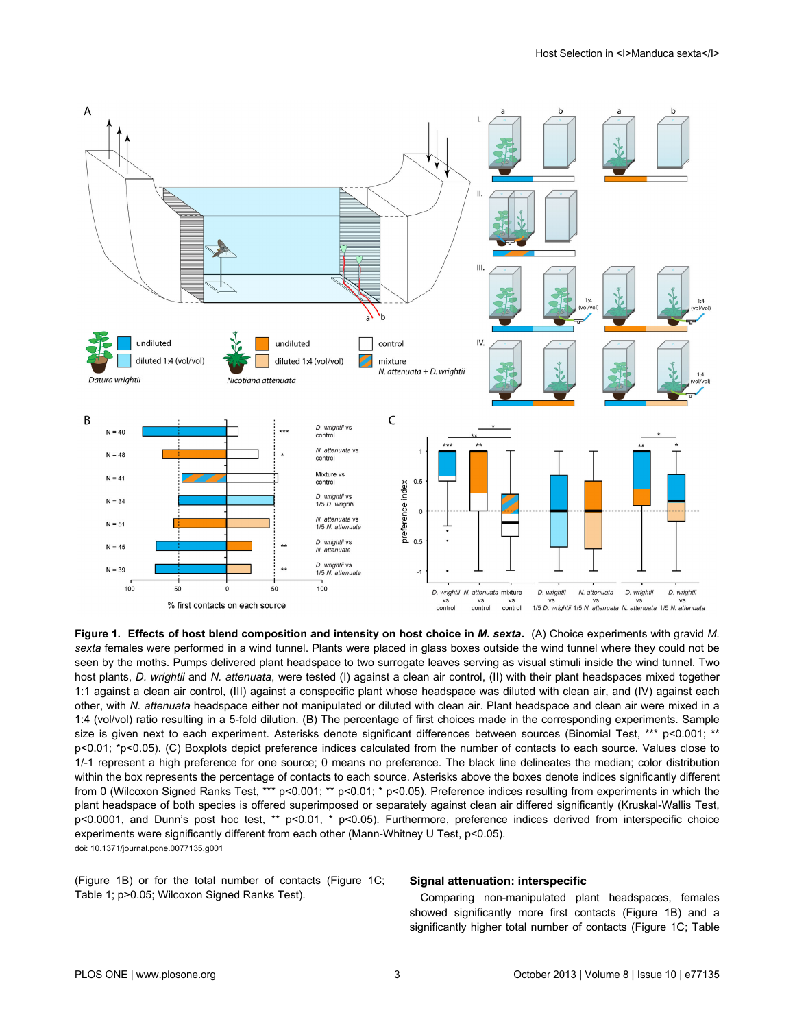**Figure 1. Effects of host blend composition and intensity on host choice in *M. sexta*.** (A) Choice experiments with gravid *M. sexta* females were performed in a wind tunnel. Plants were placed in glass boxes outside the wind tunnel where they could not be seen by the moths. Pumps delivered plant headspace to two surrogate leaves serving as visual stimuli inside the wind tunnel. Two host plants, *D. wrightii* and *N. attenuata*, were tested (I) against a clean air control, (II) with their plant headspaces mixed together 1:1 against a clean air control, (III) against a conspecific plant whose headspace was diluted with clean air, and (IV) against each other, with *N. attenuata* headspace either not manipulated or diluted with clean air. Plant headspace and clean air were mixed in a 1:4 (vol/vol) ratio resulting in a 5-fold dilution. (B) The percentage of first choices made in the corresponding experiments. Sample size is given next to each experiment. Asterisks denote significant differences between sources (Binomial Test, *** $p<0.001$; ** $p<0.01$; * $p<0.05$). (C) Boxplots depict preference indices calculated from the number of contacts to each source. Values close to 1/-1 represent a high preference for one source; 0 means no preference. The black line delineates the median; color distribution within the box represents the percentage of contacts to each source. Asterisks above the boxes denote indices significantly different from 0 (Wilcoxon Signed Ranks Test, *** $p<0.001$; ** $p<0.01$; * $p<0.05$). Preference indices resulting from experiments in which the plant headspace of both species is offered superimposed or separately against clean air differed significantly (Kruskal-Wallis Test, $p<0.0001$, and Dunn's post hoc test, ** $p<0.01$, * $p<0.05$). Furthermore, preference indices derived from interspecific choice experiments were significantly different from each other (Mann-Whitney U Test, $p<0.05$).

doi: 10.1371/journal.pone.0077135.g001

(Figure 1B) or for the total number of contacts (Figure 1C; Table 1; $p>0.05$; Wilcoxon Signed Ranks Test).

### Signal attenuation: interspecific

Comparing non-manipulated plant headspaces, females showed significantly more first contacts (Figure 1B) and a significantly higher total number of contacts (Figure 1C; Table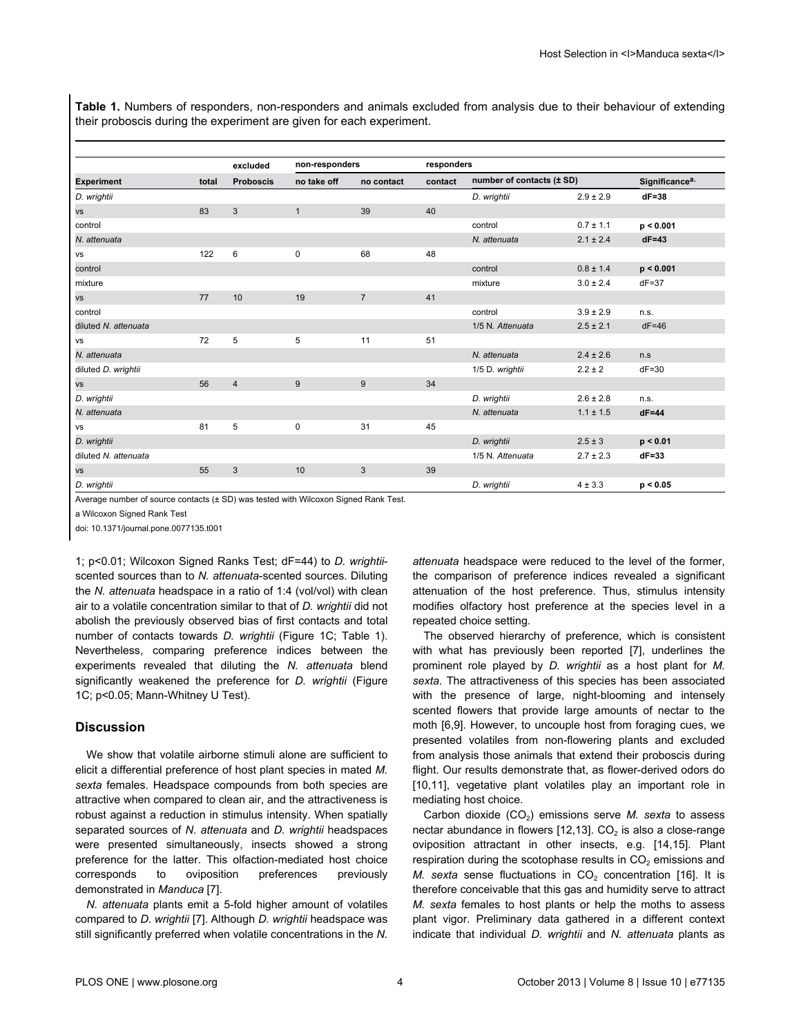**Table 1.** Numbers of responders, non-responders and animals excluded from analysis due to their behaviour of extending their proboscis during the experiment are given for each experiment.

| | | excluded | non-responders | | responders | | | |
|---|---|---|---|---|---|---|---|---|
| **Experiment** | **total** | **Proboscis** | **no take off** | **no contact** | **contact** | **number of contacts (± SD)** | | **Significance[a]** |
| *D. wrightii* | | | | | | *D. wrightii* | 2.9 ± 2.9 | **dF=38** |
| vs | 83 | 3 | 1 | 39 | 40 | | | |
| control | | | | | | control | 0.7 ± 1.1 | **p < 0.001** |
| *N. attenuata* | | | | | | *N. attenuata* | 2.1 ± 2.4 | **dF=43** |
| vs | 122 | 6 | 0 | 68 | 48 | | | |
| control | | | | | | control | 0.8 ± 1.4 | **p < 0.001** |
| mixture | | | | | | mixture | 3.0 ± 2.4 | dF=37 |
| vs | 77 | 10 | 19 | 7 | 41 | | | |
| control | | | | | | control | 3.9 ± 2.9 | n.s. |
| diluted *N. attenuata* | | | | | | 1/5 N. Attenuata | 2.5 ± 2.1 | dF=46 |
| vs | 72 | 5 | 5 | 11 | 51 | | | |
| *N. attenuata* | | | | | | *N. attenuata* | 2.4 ± 2.6 | n.s |
| diluted *D. wrightii* | | | | | | 1/5 D. wrightii | 2.2 ± 2 | dF=30 |
| vs | 56 | 4 | 9 | 9 | 34 | | | |
| *D. wrightii* | | | | | | *D. wrightii* | 2.6 ± 2.8 | n.s. |
| *N. attenuata* | | | | | | *N. attenuata* | 1.1 ± 1.5 | **dF=44** |
| vs | 81 | 5 | 0 | 31 | 45 | | | |
| *D. wrightii* | | | | | | *D. wrightii* | 2.5 ± 3 | **p < 0.01** |
| diluted *N. attenuata* | | | | | | 1/5 N. Attenuata | 2.7 ± 2.3 | **dF=33** |
| vs | 55 | 3 | 10 | 3 | 39 | | | |
| *D. wrightii* | | | | | | *D. wrightii* | 4 ± 3.3 | **p < 0.05** |

Average number of source contacts (± SD) was tested with Wilcoxon Signed Rank Test.

a Wilcoxon Signed Rank Test

doi: 10.1371/journal.pone.0077135.t001

1; p<0.01; Wilcoxon Signed Ranks Test; dF=44) to *D. wrightii*-scented sources than to *N. attenuata*-scented sources. Diluting the *N. attenuata* headspace in a ratio of 1:4 (vol/vol) with clean air to a volatile concentration similar to that of *D. wrightii* did not abolish the previously observed bias of first contacts and total number of contacts towards *D. wrightii* (Figure 1C; Table 1). Nevertheless, comparing preference indices between the experiments revealed that diluting the *N. attenuata* blend significantly weakened the preference for *D. wrightii* (Figure 1C; p<0.05; Mann-Whitney U Test).

## Discussion

We show that volatile airborne stimuli alone are sufficient to elicit a differential preference of host plant species in mated *M. sexta* females. Headspace compounds from both species are attractive when compared to clean air, and the attractiveness is robust against a reduction in stimulus intensity. When spatially separated sources of *N. attenuata* and *D. wrightii* headspaces were presented simultaneously, insects showed a strong preference for the latter. This olfaction-mediated host choice corresponds to oviposition preferences previously demonstrated in *Manduca* [7].

*N. attenuata* plants emit a 5-fold higher amount of volatiles compared to *D. wrightii* [7]. Although *D. wrightii* headspace was still significantly preferred when volatile concentrations in the *N. attenuata* headspace were reduced to the level of the former, the comparison of preference indices revealed a significant attenuation of the host preference. Thus, stimulus intensity modifies olfactory host preference at the species level in a repeated choice setting.

The observed hierarchy of preference, which is consistent with what has previously been reported [7], underlines the prominent role played by *D. wrightii* as a host plant for *M. sexta*. The attractiveness of this species has been associated with the presence of large, night-blooming and intensely scented flowers that provide large amounts of nectar to the moth [6,9]. However, to uncouple host from foraging cues, we presented volatiles from non-flowering plants and excluded from analysis those animals that extend their proboscis during flight. Our results demonstrate that, as flower-derived odors do [10,11], vegetative plant volatiles play an important role in mediating host choice.

Carbon dioxide ($CO_2$) emissions serve *M. sexta* to assess nectar abundance in flowers [12,13]. $CO_2$ is also a close-range oviposition attractant in other insects, e.g. [14,15]. Plant respiration during the scotophase results in $CO_2$ emissions and *M. sexta* sense fluctuations in $CO_2$ concentration [16]. It is therefore conceivable that this gas and humidity serve to attract *M. sexta* females to host plants or help the moths to assess plant vigor. Preliminary data gathered in a different context indicate that individual *D. wrightii* and *N. attenuata* plants as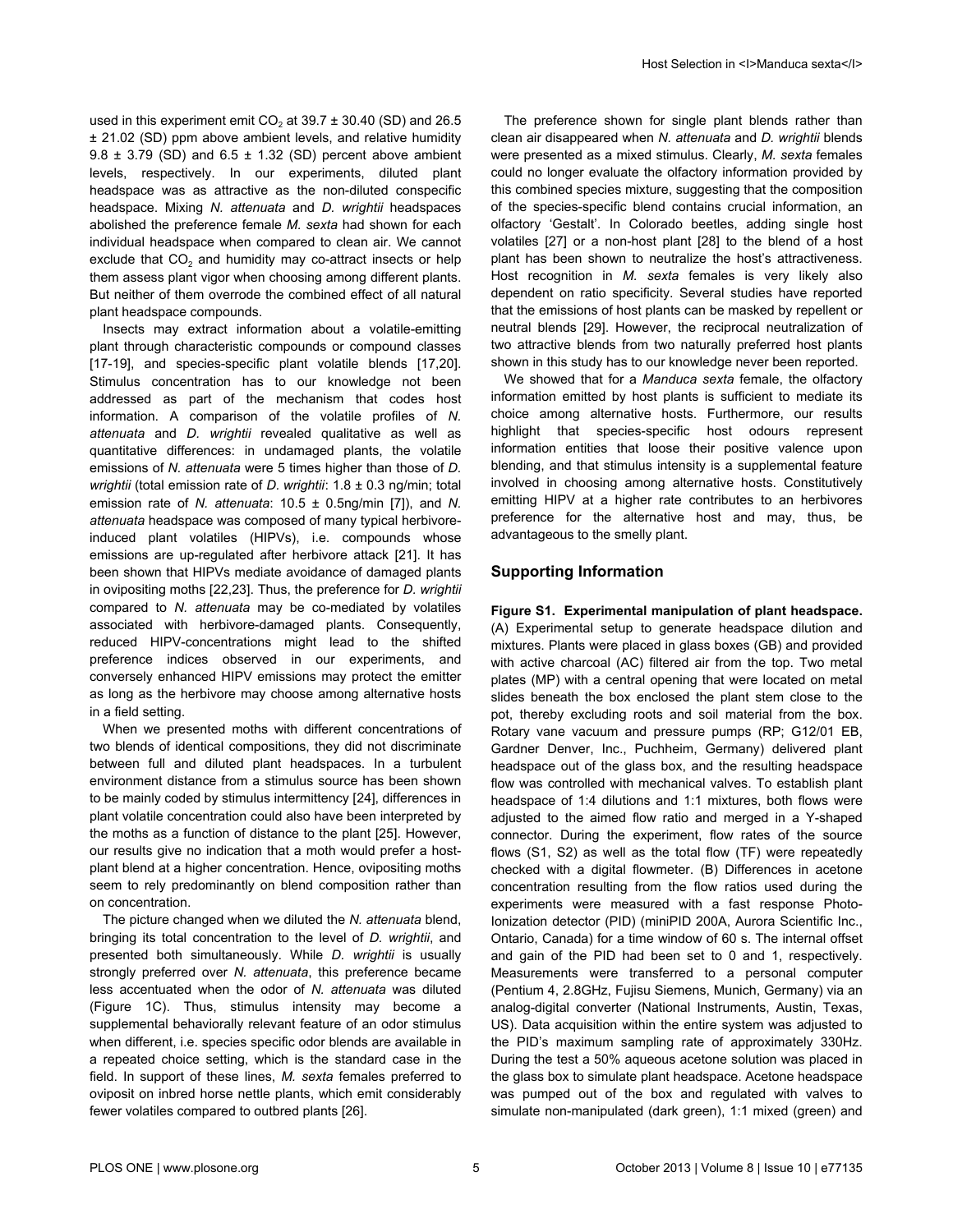used in this experiment emit $CO_2$ at 39.7 ± 30.40 (SD) and 26.5 ± 21.02 (SD) ppm above ambient levels, and relative humidity 9.8 ± 3.79 (SD) and 6.5 ± 1.32 (SD) percent above ambient levels, respectively. In our experiments, diluted plant headspace was as attractive as the non-diluted conspecific headspace. Mixing *N. attenuata* and *D. wrightii* headspaces abolished the preference female *M. sexta* had shown for each individual headspace when compared to clean air. We cannot exclude that $CO_2$ and humidity may co-attract insects or help them assess plant vigor when choosing among different plants. But neither of them override the combined effect of all natural plant headspace compounds.

Insects may extract information about a volatile-emitting plant through characteristic compounds or compound classes [17-19], and species-specific plant volatile blends [17,20]. Stimulus concentration has to our knowledge not been addressed as part of the mechanism that codes host information. A comparison of the volatile profiles of *N. attenuata* and *D. wrightii* revealed qualitative as well as quantitative differences: in undamaged plants, the volatile emissions of *N. attenuata* were 5 times higher than those of *D. wrightii* (total emission rate of *D. wrightii*: 1.8 ± 0.3 ng/min; total emission rate of *N. attenuata*: 10.5 ± 0.5ng/min [7]), and *N. attenuata* headspace was composed of many typical herbivore-induced plant volatiles (HIPVs), i.e. compounds whose emissions are up-regulated after herbivore attack [21]. It has been shown that HIPVs mediate avoidance of damaged plants in ovipositing moths [22,23]. Thus, the preference for *D. wrightii* compared to *N. attenuata* may be co-mediated by volatiles associated with herbivore-damaged plants. Consequently, reduced HIPV-concentrations might lead to the shifted preference indices observed in our experiments, and conversely enhanced HIPV emissions may protect the emitter as long as the herbivore may choose among alternative hosts in a field setting.

When we presented moths with different concentrations of two blends of identical compositions, they did not discriminate between full and diluted plant headspaces. In a turbulent environment distance from a stimulus source has been shown to be mainly coded by stimulus intermittency [24], differences in plant volatile concentration could also have been interpreted by the moths as a function of distance to the plant [25]. However, our results give no indication that a moth would prefer a host-plant blend at a higher concentration. Hence, ovipositing moths seem to rely predominantly on blend composition rather than on concentration.

The picture changed when we diluted the *N. attenuata* blend, bringing its total concentration to the level of *D. wrightii*, and presented both simultaneously. While *D. wrightii* is usually strongly preferred over *N. attenuata*, this preference became less accentuated when the odor of *N. attenuata* was diluted (Figure 1C). Thus, stimulus intensity may become a supplemental behaviorally relevant feature of an odor stimulus when different, i.e. species specific odor blends are available in a repeated choice setting, which is the standard case in the field. In support of these lines, *M. sexta* females preferred to oviposit on inbred horse nettle plants, which emit considerably fewer volatiles compared to outbred plants [26].

The preference shown for single plant blends rather than clean air disappeared when *N. attenuata* and *D. wrightii* blends were presented as a mixed stimulus. Clearly, *M. sexta* females could no longer evaluate the olfactory information provided by this combined species mixture, suggesting that the composition of the species-specific blend contains crucial information, an olfactory 'Gestalt'. In Colorado beetles, adding single host volatiles [27] or a non-host plant [28] to the blend of a host plant has been shown to neutralize the host's attractiveness. Host recognition in *M. sexta* females is very likely also dependent on ratio specificity. Several studies have reported that the emissions of host plants can be masked by repellent or neutral blends [29]. However, the reciprocal neutralization of two attractive blends from two naturally preferred host plants shown in this study has to our knowledge never been reported.

We showed that for a *Manduca sexta* female, the olfactory information emitted by host plants is sufficient to mediate its choice among alternative hosts. Furthermore, our results highlight that species-specific host odours represent information entities that loose their positive valence upon blending, and that stimulus intensity is a supplemental feature involved in choosing among alternative hosts. Constitutively emitting HIPV at a higher rate contributes to an herbivores preference for the alternative host and may, thus, be advantageous to the smelly plant.

## Supporting Information

**Figure S1. Experimental manipulation of plant headspace.** (A) Experimental setup to generate headspace dilution and mixtures. Plants were placed in glass boxes (GB) and provided with active charcoal (AC) filtered air from the top. Two metal plates (MP) with a central opening that were located on metal slides beneath the box enclosed the plant stem close to the pot, thereby excluding roots and soil material from the box. Rotary vane vacuum and pressure pumps (RP; G12/01 EB, Gardner Denver, Inc., Puchheim, Germany) delivered plant headspace out of the glass box, and the resulting headspace flow was controlled with mechanical valves. To establish plant headspace of 1:4 dilutions and 1:1 mixtures, both flows were adjusted to the aimed flow ratio and merged in a Y-shaped connector. During the experiment, flow rates of the source flows (S1, S2) as well as the total flow (TF) were repeatedly checked with a digital flowmeter. (B) Differences in acetone concentration resulting from the flow ratios used during the experiments were measured with a fast response Photo-Ionization detector (PID) (miniPID 200A, Aurora Scientific Inc., Ontario, Canada) for a time window of 60 s. The internal offset and gain of the PID had been set to 0 and 1, respectively. Measurements were transferred to a personal computer (Pentium 4, 2.8GHz, Fujisu Siemens, Munich, Germany) via an analog-digital converter (National Instruments, Austin, Texas, US). Data acquisition within the entire system was adjusted to the PID's maximum sampling rate of approximately 330Hz. During the test a 50% aqueous acetone solution was placed in the glass box to simulate plant headspace. Acetone headspace was pumped out of the box and regulated with valves to simulate non-manipulated (dark green), 1:1 mixed (green) and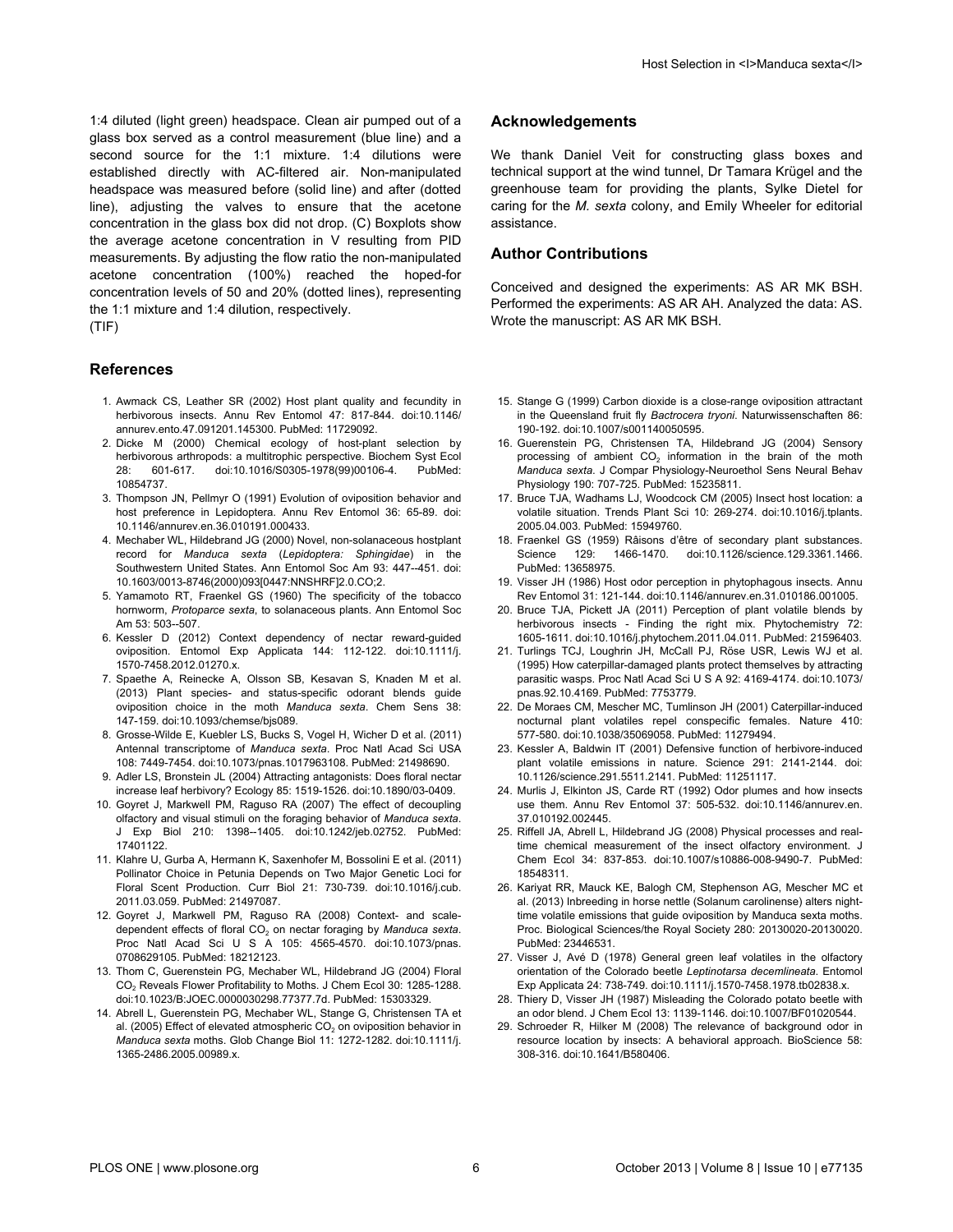1:4 diluted (light green) headspace. Clean air pumped out of a glass box served as a control measurement (blue line) and a second source for the 1:1 mixture. 1:4 dilutions were established directly with AC-filtered air. Non-manipulated headspace was measured before (solid line) and after (dotted line), adjusting the valves to ensure that the acetone concentration in the glass box did not drop. (C) Boxplots show the average acetone concentration in V resulting from PID measurements. By adjusting the flow ratio the non-manipulated acetone concentration (100%) reached the hoped-for concentration levels of 50 and 20% (dotted lines), representing the 1:1 mixture and 1:4 dilution, respectively.
(TIF)

## Acknowledgements

We thank Daniel Veit for constructing glass boxes and technical support at the wind tunnel, Dr Tamara Krügel and the greenhouse team for providing the plants, Sylke Dietel for caring for the *M. sexta* colony, and Emily Wheeler for editorial assistance.

## Author Contributions

Conceived and designed the experiments: AS AR MK BSH. Performed the experiments: AS AR AH. Analyzed the data: AS. Wrote the manuscript: AS AR MK BSH.

## References

1. Awmack CS, Leather SR (2002) Host plant quality and fecundity in herbivorous insects. Annu Rev Entomol 47: 817-844. doi:10.1146/annurev.ento.47.091201.145300. PubMed: 11729092.
2. Dicke M (2000) Chemical ecology of host-plant selection by herbivorous arthropods: a multitrophic perspective. Biochem Syst Ecol 28: 601-617. doi:10.1016/S0305-1978(99)00106-4. PubMed: 10854737.
3. Thompson JN, Pellmyr O (1991) Evolution of oviposition behavior and host preference in Lepidoptera. Annu Rev Entomol 36: 65-89. doi:10.1146/annurev.en.36.010191.000433.
4. Mechaber WL, Hildebrand JG (2000) Novel, non-solanaceous hostplant record for *Manduca sexta* (*Lepidoptera: Sphingidae*) in the Southwestern United States. Ann Entomol Soc Am 93: 447--451. doi:10.1603/0013-8746(2000)093[0447:NNSHRF]2.0.CO;2.
5. Yamamoto RT, Fraenkel GS (1960) The specificity of the tobacco hornworm, *Protoparce sexta*, to solanaceous plants. Ann Entomol Soc Am 53: 503--507.
6. Kessler D (2012) Context dependency of nectar reward-guided oviposition. Entomol Exp Applicata 144: 112-122. doi:10.1111/j.1570-7458.2012.01270.x.
7. Spaethe A, Reinecke A, Olsson SB, Kesavan S, Knaden M et al. (2013) Plant species- and status-specific odorant blends guide oviposition choice in the moth *Manduca sexta*. Chem Sens 38: 147-159. doi:10.1093/chemse/bjs089.
8. Grosse-Wilde E, Kuebler LS, Bucks S, Vogel H, Wicher D et al. (2011) Antennal transcriptome of *Manduca sexta*. Proc Natl Acad Sci USA 108: 7449-7454. doi:10.1073/pnas.1017963108. PubMed: 21498690.
9. Adler LS, Bronstein JL (2004) Attracting antagonists: Does floral nectar increase leaf herbivory? Ecology 85: 1519-1526. doi:10.1890/03-0409.
10. Goyret J, Markwell PM, Raguso RA (2007) The effect of decoupling olfactory and visual stimuli on the foraging behavior of *Manduca sexta*. J Exp Biol 210: 1398--1405. doi:10.1242/jeb.02752. PubMed: 17401122.
11. Klahre U, Gurba A, Hermann K, Saxenhofer M, Bossolini E et al. (2011) Pollinator Choice in Petunia Depends on Two Major Genetic Loci for Floral Scent Production. Curr Biol 21: 730-739. doi:10.1016/j.cub.2011.03.059. PubMed: 21497087.
12. Goyret J, Markwell PM, Raguso RA (2008) Context- and scale-dependent effects of floral $CO_2$ on nectar foraging by *Manduca sexta*. Proc Natl Acad Sci U S A 105: 4565-4570. doi:10.1073/pnas.0708629105. PubMed: 18212123.
13. Thom C, Guerenstein PG, Mechaber WL, Hildebrand JG (2004) Floral $CO_2$ Reveals Flower Profitability to Moths. J Chem Ecol 30: 1285-1288. doi:10.1023/B:JOEC.0000030298.77377.7d. PubMed: 15303329.
14. Abrell L, Guerenstein PG, Mechaber WL, Stange G, Christensen TA et al. (2005) Effect of elevated atmospheric $CO_2$ on oviposition behavior in *Manduca sexta* moths. Glob Change Biol 11: 1272-1282. doi:10.1111/j.1365-2486.2005.00989.x.
15. Stange G (1999) Carbon dioxide is a close-range oviposition attractant in the Queensland fruit fly *Bactrocera tryoni*. Naturwissenschaften 86: 190-192. doi:10.1007/s001140050595.
16. Guerenstein PG, Christensen TA, Hildebrand JG (2004) Sensory processing of ambient $CO_2$ information in the brain of the moth *Manduca sexta*. J Compar Physiology-Neuroethol Sens Neural Behav Physiology 190: 707-725. PubMed: 15235811.
17. Bruce TJA, Wadhams LJ, Woodcock CM (2005) Insect host location: a volatile situation. Trends Plant Sci 10: 269-274. doi:10.1016/j.tplants.2005.04.003. PubMed: 15949760.
18. Fraenkel GS (1959) Râisons d'être of secondary plant substances. Science 129: 1466-1470. doi:10.1126/science.129.3361.1466. PubMed: 13658975.
19. Visser JH (1986) Host odor perception in phytophagous insects. Annu Rev Entomol 31: 121-144. doi:10.1146/annurev.en.31.010186.001005.
20. Bruce TJA, Pickett JA (2011) Perception of plant volatile blends by herbivorous insects - Finding the right mix. Phytochemistry 72: 1605-1611. doi:10.1016/j.phytochem.2011.04.011. PubMed: 21596403.
21. Turlings TCJ, Loughrin JH, McCall PJ, Röse USR, Lewis WJ et al. (1995) How caterpillar-damaged plants protect themselves by attracting parasitic wasps. Proc Natl Acad Sci U S A 92: 4169-4174. doi:10.1073/pnas.92.10.4169. PubMed: 7753779.
22. De Moraes CM, Mescher MC, Tumlinson JH (2001) Caterpillar-induced nocturnal plant volatiles repel conspecific females. Nature 410: 577-580. doi:10.1038/35069058. PubMed: 11279494.
23. Kessler A, Baldwin IT (2001) Defensive function of herbivore-induced plant volatile emissions in nature. Science 291: 2141-2144. doi:10.1126/science.291.5511.2141. PubMed: 11251117.
24. Murlis J, Elkinton JS, Carde RT (1992) Odor plumes and how insects use them. Annu Rev Entomol 37: 505-532. doi:10.1146/annurev.en.37.010192.002445.
25. Riffell JA, Abrell L, Hildebrand JG (2008) Physical processes and real-time chemical measurement of the insect olfactory environment. J Chem Ecol 34: 837-853. doi:10.1007/s10886-008-9490-7. PubMed: 18548311.
26. Kariyat RR, Mauck KE, Balogh CM, Stephenson AG, Mescher MC et al. (2013) Inbreeding in horse nettle (Solanum carolinense) alters night-time volatile emissions that guide oviposition by Manduca sexta moths. Proc. Biological Sciences/the Royal Society 280: 20130020-20130020. PubMed: 23446531.
27. Visser J, Avé D (1978) General green leaf volatiles in the olfactory orientation of the Colorado beetle *Leptinotarsa decemlineata*. Entomol Exp Applicata 24: 738-749. doi:10.1111/j.1570-7458.1978.tb02838.x.
28. Thiery D, Visser JH (1987) Misleading the Colorado potato beetle with an odor blend. J Chem Ecol 13: 1139-1146. doi:10.1007/BF01020544.
29. Schroeder R, Hilker M (2008) The relevance of background odor in resource location by insects: A behavioral approach. BioScience 58: 308-316. doi:10.1641/B580406.